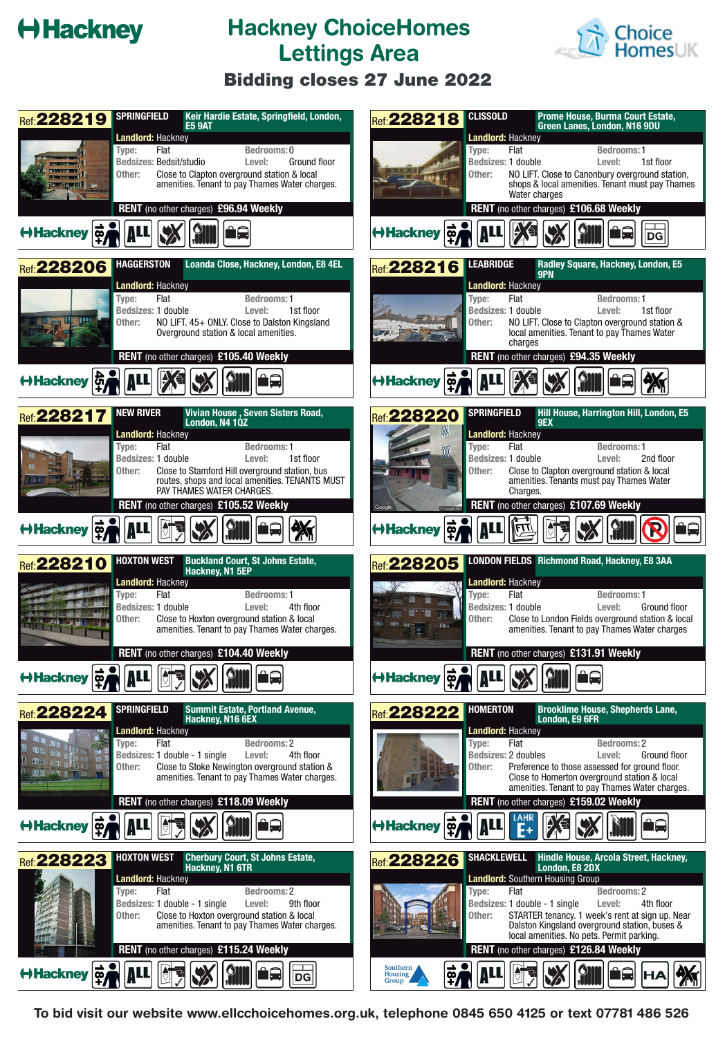# Hackney ChoiceHomes Lettings Area

## Bidding closes 27 June 2022

---

**Ref: 228219** — SPRINGFIELD — Keir Hardie Estate, Springfield, London, E5 9AT

- Landlord: Hackney
- Type: Flat
- Bedrooms: 0
- Bedsizes: Bedsit/studio
- Level: Ground floor
- Other: Close to Clapton overground station & local amenities. Tenant to pay Thames Water charges.

**RENT** (no other charges) **£96.94 Weekly**

---

**Ref: 228218** — CLISSOLD — Prome House, Burma Court Estate, Green Lanes, London, N16 9DU

- Landlord: Hackney
- Type: Flat
- Bedrooms: 1
- Bedsizes: 1 double
- Level: 1st floor
- Other: NO LIFT. Close to Canonbury overground station, shops & local amenities. Tenant must pay Thames Water charges

**RENT** (no other charges) **£106.68 Weekly**

---

**Ref: 228206** — HAGGERSTON — Loanda Close, Hackney, London, E8 4EL

- Landlord: Hackney
- Type: Flat
- Bedrooms: 1
- Bedsizes: 1 double
- Level: 1st floor
- Other: NO LIFT. 45+ ONLY. Close to Dalston Kingsland Overground station & local amenities.

**RENT** (no other charges) **£105.40 Weekly**

---

**Ref: 228216** — LEABRIDGE — Radley Square, Hackney, London, E5 9PN

- Landlord: Hackney
- Type: Flat
- Bedrooms: 1
- Bedsizes: 1 double
- Level: 1st floor
- Other: NO LIFT. Close to Clapton overground station & local amenities. Tenant to pay Thames Water charges

**RENT** (no other charges) **£94.35 Weekly**

---

**Ref: 228217** — NEW RIVER — Vivian House , Seven Sisters Road, London, N4 1QZ

- Landlord: Hackney
- Type: Flat
- Bedrooms: 1
- Bedsizes: 1 double
- Level: 1st floor
- Other: Close to Stamford Hill overground station, bus routes, shops and local amenities. TENANTS MUST PAY THAMES WATER CHARGES.

**RENT** (no other charges) **£105.52 Weekly**

---

**Ref: 228220** — SPRINGFIELD — Hill House, Harrington Hill, London, E5 9EX

- Landlord: Hackney
- Type: Flat
- Bedrooms: 1
- Bedsizes: 1 double
- Level: 2nd floor
- Other: Close to Clapton overground station & local amenities. Tenants must pay Thames Water Charges.

**RENT** (no other charges) **£107.69 Weekly**

---

**Ref: 228210** — HOXTON WEST — Buckland Court, St Johns Estate, Hackney, N1 5EP

- Landlord: Hackney
- Type: Flat
- Bedrooms: 1
- Bedsizes: 1 double
- Level: 4th floor
- Other: Close to Hoxton overground station & local amenities. Tenant to pay Thames Water charges.

**RENT** (no other charges) **£104.40 Weekly**

---

**Ref: 228205** — LONDON FIELDS — Richmond Road, Hackney, E8 3AA

- Landlord: Hackney
- Type: Flat
- Bedrooms: 1
- Bedsizes: 1 double
- Level: Ground floor
- Other: Close to London Fields overground station & local amenities. Tenant to pay Thames Water charges

**RENT** (no other charges) **£131.91 Weekly**

---

**Ref: 228224** — SPRINGFIELD — Summit Estate, Portland Avenue, Hackney, N16 6EX

- Landlord: Hackney
- Type: Flat
- Bedrooms: 2
- Bedsizes: 1 double - 1 single
- Level: 4th floor
- Other: Close to Stoke Newington overground station & amenities. Tenant to pay Thames Water charges.

**RENT** (no other charges) **£118.09 Weekly**

---

**Ref: 228222** — HOMERTON — Brooklime House, Shepherds Lane, London, E9 6FR

- Landlord: Hackney
- Type: Flat
- Bedrooms: 2
- Bedsizes: 2 doubles
- Level: Ground floor
- Other: Preference to those assessed for ground floor. Close to Homerton overground station & local amenities. Tenant to pay Thames Water charges.

**RENT** (no other charges) **£159.02 Weekly**

---

**Ref: 228223** — HOXTON WEST — Cherbury Court, St Johns Estate, Hackney, N1 6TR

- Landlord: Hackney
- Type: Flat
- Bedrooms: 2
- Bedsizes: 1 double - 1 single
- Level: 9th floor
- Other: Close to Hoxton overground station & local amenities. Tenant to pay Thames Water charges.

**RENT** (no other charges) **£115.24 Weekly**

---

**Ref: 228226** — SHACKLEWELL — Hindle House, Arcola Street, Hackney, London, E8 2DX

- Landlord: Southern Housing Group
- Type: Flat
- Bedrooms: 2
- Bedsizes: 1 double - 1 single
- Level: 4th floor
- Other: STARTER tenancy. 1 week's rent at sign up. Near Dalston Kingsland overground station, buses & local amenities. No pets. Permit parking.

**RENT** (no other charges) **£126.84 Weekly**

---

To bid visit our website www.ellcchoicehomes.org.uk, telephone 0845 650 4125 or text 07781 486 526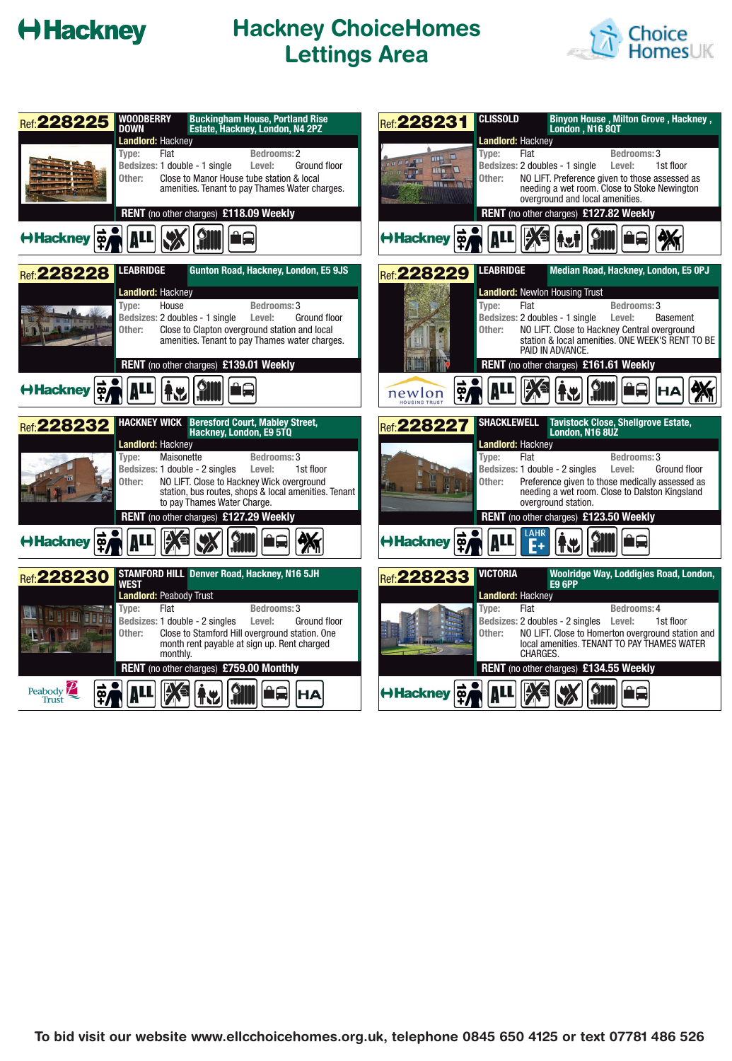# Hackney ChoiceHomes Lettings Area

## Ref: 228225

**WOODBERRY DOWN** — Buckingham House, Portland Rise Estate, Hackney, London, N4 2PZ

**Landlord:** Hackney

- **Type:** Flat — **Bedrooms:** 2
- **Bedsizes:** 1 double - 1 single — **Level:** Ground floor
- **Other:** Close to Manor House tube station & local amenities. Tenant to pay Thames Water charges.

**RENT** (no other charges) **£118.09 Weekly**

## Ref: 228231

**CLISSOLD** — Binyon House, Milton Grove, Hackney, London, N16 8QT

**Landlord:** Hackney

- **Type:** Flat — **Bedrooms:** 3
- **Bedsizes:** 2 doubles - 1 single — **Level:** 1st floor
- **Other:** NO LIFT. Preference given to those assessed as needing a wet room. Close to Stoke Newington overground and local amenities.

**RENT** (no other charges) **£127.82 Weekly**

## Ref: 228228

**LEABRIDGE** — Gunton Road, Hackney, London, E5 9JS

**Landlord:** Hackney

- **Type:** House — **Bedrooms:** 3
- **Bedsizes:** 2 doubles - 1 single — **Level:** Ground floor
- **Other:** Close to Clapton overground station and local amenities. Tenant to pay Thames water charges.

**RENT** (no other charges) **£139.01 Weekly**

## Ref: 228229

**LEABRIDGE** — Median Road, Hackney, London, E5 0PJ

**Landlord:** Newlon Housing Trust

- **Type:** Flat — **Bedrooms:** 3
- **Bedsizes:** 2 doubles - 1 single — **Level:** Basement
- **Other:** NO LIFT. Close to Hackney Central overground station & local amenities. ONE WEEK'S RENT TO BE PAID IN ADVANCE.

**RENT** (no other charges) **£161.61 Weekly**

## Ref: 228232

**HACKNEY WICK** — Beresford Court, Mabley Street, Hackney, London, E9 5TQ

**Landlord:** Hackney

- **Type:** Maisonette — **Bedrooms:** 3
- **Bedsizes:** 1 double - 2 singles — **Level:** 1st floor
- **Other:** NO LIFT. Close to Hackney Wick overground station, bus routes, shops & local amenities. Tenant to pay Thames Water Charge.

**RENT** (no other charges) **£127.29 Weekly**

## Ref: 228227

**SHACKLEWELL** — Tavistock Close, Shellgrove Estate, London, N16 8UZ

**Landlord:** Hackney

- **Type:** Flat — **Bedrooms:** 3
- **Bedsizes:** 1 double - 2 singles — **Level:** Ground floor
- **Other:** Preference given to those medically assessed as needing a wet room. Close to Dalston Kingsland overground station.

**RENT** (no other charges) **£123.50 Weekly**

## Ref: 228230

**STAMFORD HILL WEST** — Denver Road, Hackney, N16 5JH

**Landlord:** Peabody Trust

- **Type:** Flat — **Bedrooms:** 3
- **Bedsizes:** 1 double - 2 singles — **Level:** Ground floor
- **Other:** Close to Stamford Hill overground station. One month rent payable at sign up. Rent charged monthly.

**RENT** (no other charges) **£759.00 Monthly**

## Ref: 228233

**VICTORIA** — Woolridge Way, Loddiges Road, London, E9 6PP

**Landlord:** Hackney

- **Type:** Flat — **Bedrooms:** 4
- **Bedsizes:** 2 doubles - 2 singles — **Level:** 1st floor
- **Other:** NO LIFT. Close to Homerton overground station and local amenities. TENANT TO PAY THAMES WATER CHARGES.

**RENT** (no other charges) **£134.55 Weekly**

---

**To bid visit our website www.ellcchoicehomes.org.uk, telephone 0845 650 4125 or text 07781 486 526**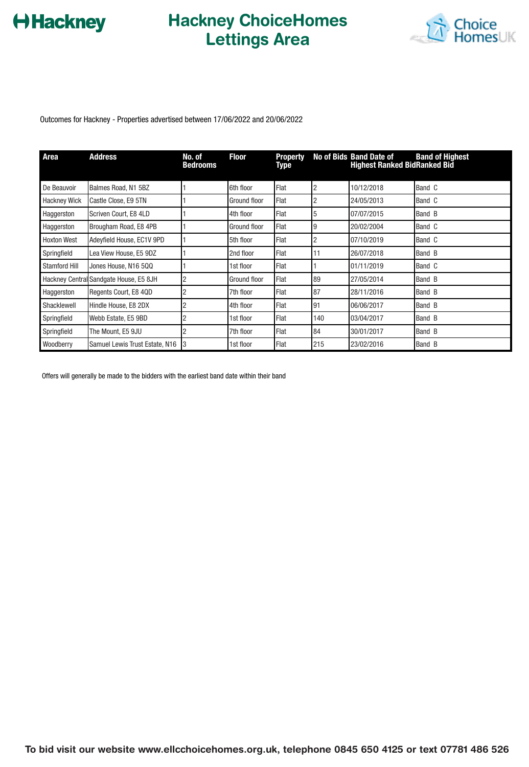# Hackney ChoiceHomes Lettings Area

Outcomes for Hackney - Properties advertised between 17/06/2022 and 20/06/2022

| Area | Address | No. of Bedrooms | Floor | Property Type | No of Bids | Band Date of Highest Ranked Bid | Band of Highest Ranked Bid |
|---|---|---|---|---|---|---|---|
| De Beauvoir | Balmes Road, N1 5BZ | 1 | 6th floor | Flat | 2 | 10/12/2018 | Band C |
| Hackney Wick | Castle Close, E9 5TN | 1 | Ground floor | Flat | 2 | 24/05/2013 | Band C |
| Haggerston | Scriven Court, E8 4LD | 1 | 4th floor | Flat | 5 | 07/07/2015 | Band B |
| Haggerston | Brougham Road, E8 4PB | 1 | Ground floor | Flat | 9 | 20/02/2004 | Band C |
| Hoxton West | Adeyfield House, EC1V 9PD | 1 | 5th floor | Flat | 2 | 07/10/2019 | Band C |
| Springfield | Lea View House, E5 9DZ | 1 | 2nd floor | Flat | 11 | 26/07/2018 | Band B |
| Stamford Hill | Jones House, N16 5QQ | 1 | 1st floor | Flat | 1 | 01/11/2019 | Band C |
| Hackney Central | Sandgate House, E5 8JH | 2 | Ground floor | Flat | 89 | 27/05/2014 | Band B |
| Haggerston | Regents Court, E8 4QD | 2 | 7th floor | Flat | 87 | 28/11/2016 | Band B |
| Shacklewell | Hindle House, E8 2DX | 2 | 4th floor | Flat | 91 | 06/06/2017 | Band B |
| Springfield | Webb Estate, E5 9BD | 2 | 1st floor | Flat | 140 | 03/04/2017 | Band B |
| Springfield | The Mount, E5 9JU | 2 | 7th floor | Flat | 84 | 30/01/2017 | Band B |
| Woodberry | Samuel Lewis Trust Estate, N16 | 3 | 1st floor | Flat | 215 | 23/02/2016 | Band B |

Offers will generally be made to the bidders with the earliest band date within their band

**To bid visit our website www.ellcchoicehomes.org.uk, telephone 0845 650 4125 or text 07781 486 526**